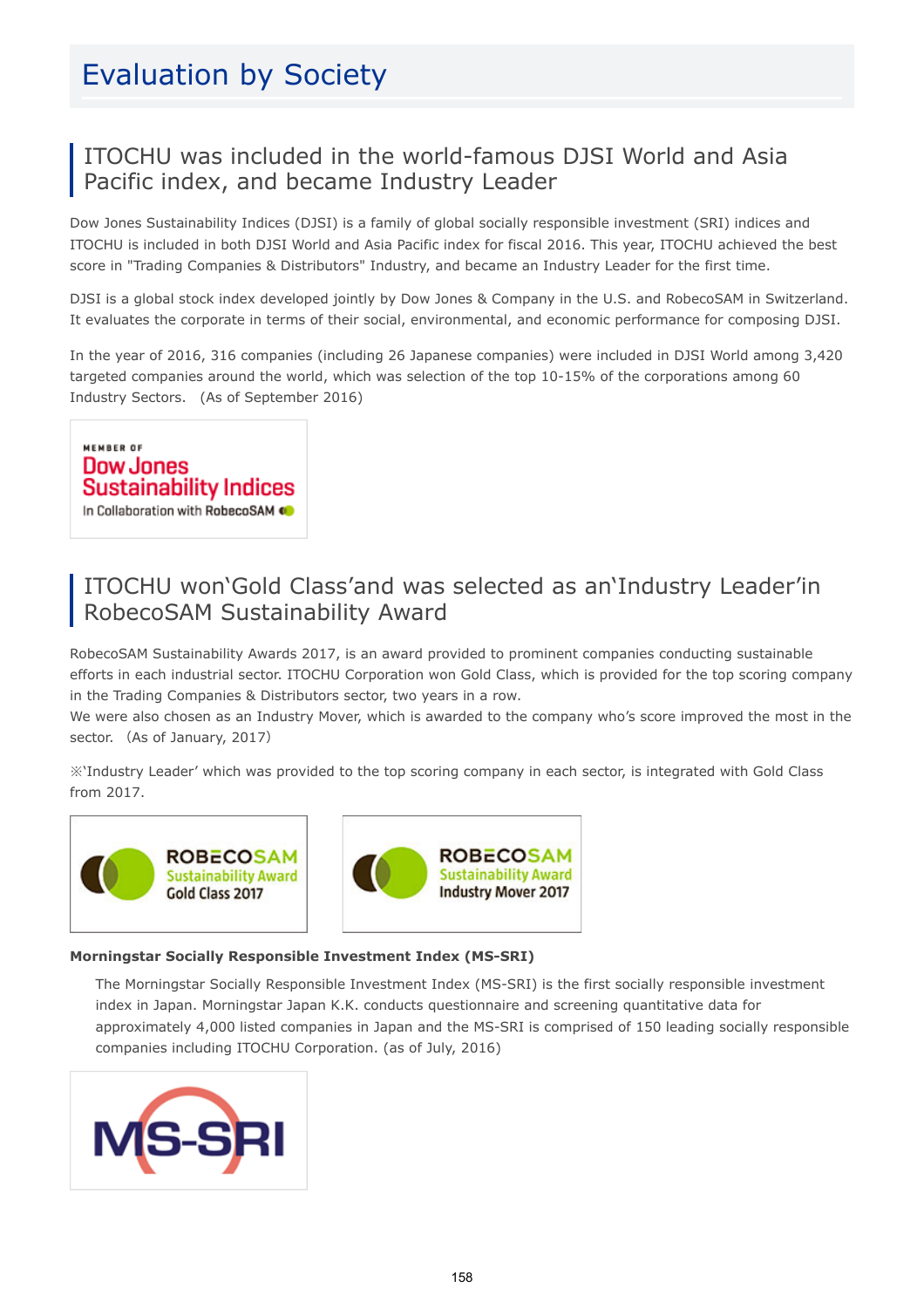# Evaluation by Society

## ITOCHU was included in the world-famous DJSI World and Asia Pacific index, and became Industry Leader

Dow Jones Sustainability Indices (DJSI) is a family of global socially responsible investment (SRI) indices and ITOCHU is included in both DJSI World and Asia Pacific index for fiscal 2016. This year, ITOCHU achieved the best score in "Trading Companies & Distributors" Industry, and became an Industry Leader for the first time.

DJSI is a global stock index developed jointly by Dow Jones & Company in the U.S. and RobecoSAM in Switzerland. It evaluates the corporate in terms of their social, environmental, and economic performance for composing DJSI.

In the year of 2016, 316 companies (including 26 Japanese companies) were included in DJSI World among 3,420 targeted companies around the world, which was selection of the top 10-15% of the corporations among 60 Industry Sectors.　(As of September 2016)

MEMBER OF Dow Jones Sustainability Indices In Collaboration with RobecoSAM

## ITOCHU won'Gold Class'and was selected as an'Industry Leader'in RobecoSAM Sustainability Award

RobecoSAM Sustainability Awards 2017, is an award provided to prominent companies conducting sustainable efforts in each industrial sector. ITOCHU Corporation won Gold Class, which is provided for the top scoring company in the Trading Companies & Distributors sector, two years in a row.
We were also chosen as an Industry Mover, which is awarded to the company who's score improved the most in the sector.（As of January, 2017）

※'Industry Leader' which was provided to the top scoring company in each sector, is integrated with Gold Class from 2017.

ROBECOSAM Sustainability Award Gold Class 2017

ROBECOSAM Sustainability Award Industry Mover 2017

**Morningstar Socially Responsible Investment Index (MS-SRI)**

The Morningstar Socially Responsible Investment Index (MS-SRI) is the first socially responsible investment index in Japan. Morningstar Japan K.K. conducts questionnaire and screening quantitative data for approximately 4,000 listed companies in Japan and the MS-SRI is comprised of 150 leading socially responsible companies including ITOCHU Corporation. (as of July, 2016)

MS-SRI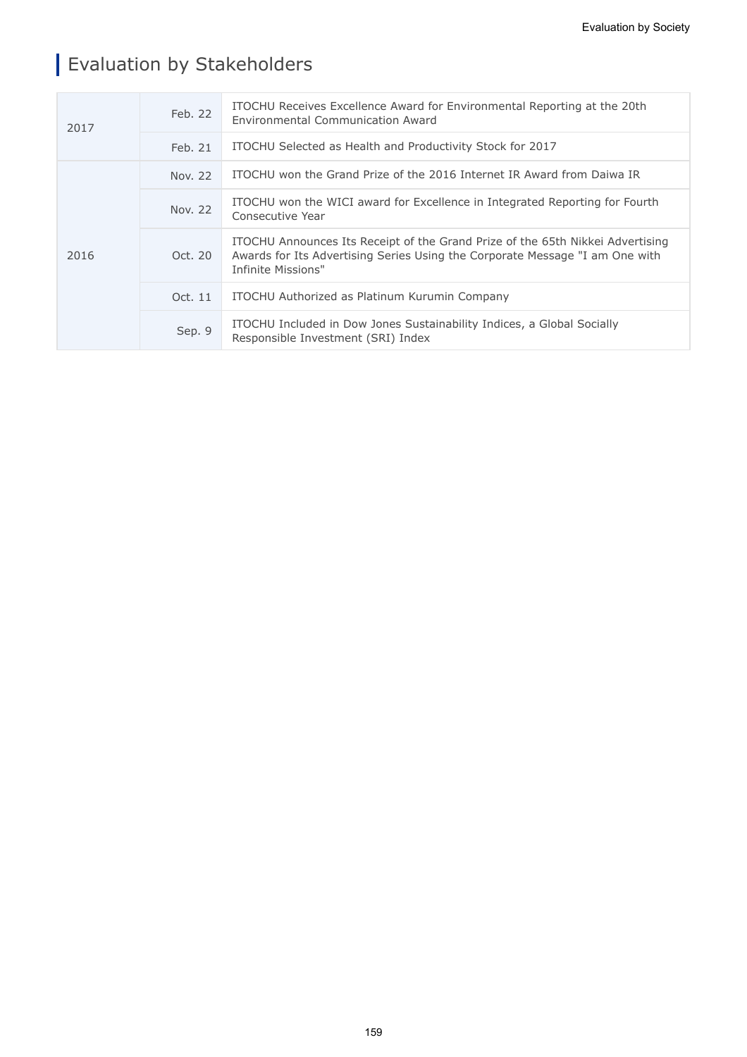## Evaluation by Stakeholders

| | | |
|---|---|---|
| 2017 | Feb. 22 | ITOCHU Receives Excellence Award for Environmental Reporting at the 20th Environmental Communication Award |
| | Feb. 21 | ITOCHU Selected as Health and Productivity Stock for 2017 |
| 2016 | Nov. 22 | ITOCHU won the Grand Prize of the 2016 Internet IR Award from Daiwa IR |
| | Nov. 22 | ITOCHU won the WICI award for Excellence in Integrated Reporting for Fourth Consecutive Year |
| | Oct. 20 | ITOCHU Announces Its Receipt of the Grand Prize of the 65th Nikkei Advertising Awards for Its Advertising Series Using the Corporate Message "I am One with Infinite Missions" |
| | Oct. 11 | ITOCHU Authorized as Platinum Kurumin Company |
| | Sep. 9 | ITOCHU Included in Dow Jones Sustainability Indices, a Global Socially Responsible Investment (SRI) Index |